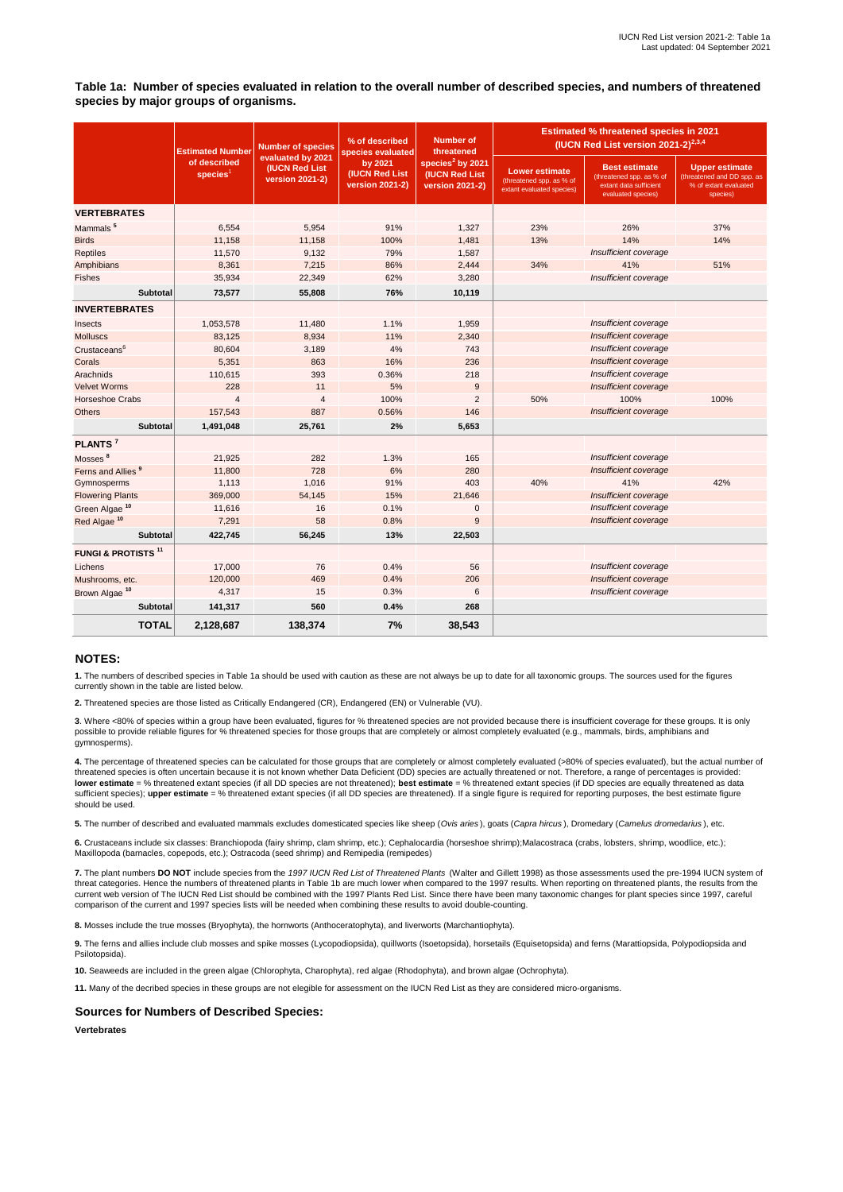IUCN Red List version 2021-2: Table 1a
Last updated: 04 September 2021

**Table 1a: Number of species evaluated in relation to the overall number of described species, and numbers of threatened species by major groups of organisms.**

| | Estimated Number of described species[1] | Number of species evaluated by 2021 (IUCN Red List version 2021-2) | % of described species evaluated by 2021 (IUCN Red List version 2021-2) | Number of threatened species[2] by 2021 (IUCN Red List version 2021-2) | Estimated % threatened species in 2021 (IUCN Red List version 2021-2)[2,3,4] | | |
|---|---|---|---|---|---|---|---|
| | | | | | Lower estimate (threatened spp. as % of extant evaluated species) | Best estimate (threatened spp. as % of extant data sufficient evaluated species) | Upper estimate (threatened and DD spp. as % of extant evaluated species) |
| **VERTEBRATES** | | | | | | | |
| Mammals [5] | 6,554 | 5,954 | 91% | 1,327 | 23% | 26% | 37% |
| Birds | 11,158 | 11,158 | 100% | 1,481 | 13% | 14% | 14% |
| Reptiles | 11,570 | 9,132 | 79% | 1,587 | | *Insufficient coverage* | |
| Amphibians | 8,361 | 7,215 | 86% | 2,444 | 34% | 41% | 51% |
| Fishes | 35,934 | 22,349 | 62% | 3,280 | | *Insufficient coverage* | |
| **Subtotal** | **73,577** | **55,808** | **76%** | **10,119** | | | |
| **INVERTEBRATES** | | | | | | | |
| Insects | 1,053,578 | 11,480 | 1.1% | 1,959 | | *Insufficient coverage* | |
| Molluscs | 83,125 | 8,934 | 11% | 2,340 | | *Insufficient coverage* | |
| Crustaceans[6] | 80,604 | 3,189 | 4% | 743 | | *Insufficient coverage* | |
| Corals | 5,351 | 863 | 16% | 236 | | *Insufficient coverage* | |
| Arachnids | 110,615 | 393 | 0.36% | 218 | | *Insufficient coverage* | |
| Velvet Worms | 228 | 11 | 5% | 9 | | *Insufficient coverage* | |
| Horseshoe Crabs | 4 | 4 | 100% | 2 | 50% | 100% | 100% |
| Others | 157,543 | 887 | 0.56% | 146 | | *Insufficient coverage* | |
| **Subtotal** | **1,491,048** | **25,761** | **2%** | **5,653** | | | |
| **PLANTS [7]** | | | | | | | |
| Mosses [8] | 21,925 | 282 | 1.3% | 165 | | *Insufficient coverage* | |
| Ferns and Allies [9] | 11,800 | 728 | 6% | 280 | | *Insufficient coverage* | |
| Gymnosperms | 1,113 | 1,016 | 91% | 403 | 40% | 41% | 42% |
| Flowering Plants | 369,000 | 54,145 | 15% | 21,646 | | *Insufficient coverage* | |
| Green Algae [10] | 11,616 | 16 | 0.1% | 0 | | *Insufficient coverage* | |
| Red Algae [10] | 7,291 | 58 | 0.8% | 9 | | *Insufficient coverage* | |
| **Subtotal** | **422,745** | **56,245** | **13%** | **22,503** | | | |
| **FUNGI & PROTISTS [11]** | | | | | | | |
| Lichens | 17,000 | 76 | 0.4% | 56 | | *Insufficient coverage* | |
| Mushrooms, etc. | 120,000 | 469 | 0.4% | 206 | | *Insufficient coverage* | |
| Brown Algae [10] | 4,317 | 15 | 0.3% | 6 | | *Insufficient coverage* | |
| **Subtotal** | **141,317** | **560** | **0.4%** | **268** | | | |
| **TOTAL** | **2,128,687** | **138,374** | **7%** | **38,543** | | | |

## NOTES:

**1.** The numbers of described species in Table 1a should be used with caution as these are not always be up to date for all taxonomic groups. The sources used for the figures currently shown in the table are listed below.

**2.** Threatened species are those listed as Critically Endangered (CR), Endangered (EN) or Vulnerable (VU).

**3**. Where <80% of species within a group have been evaluated, figures for % threatened species are not provided because there is insufficient coverage for these groups. It is only possible to provide reliable figures for % threatened species for those groups that are completely or almost completely evaluated (e.g., mammals, birds, amphibians and gymnosperms).

**4.** The percentage of threatened species can be calculated for those groups that are completely or almost completely evaluated (>80% of species evaluated), but the actual number of threatened species is often uncertain because it is not known whether Data Deficient (DD) species are actually threatened or not. Therefore, a range of percentages is provided: **lower estimate** = % threatened extant species (if all DD species are not threatened); **best estimate** = % threatened extant species (if DD species are equally threatened as data sufficient species); **upper estimate** = % threatened extant species (if all DD species are threatened). If a single figure is required for reporting purposes, the best estimate figure should be used.

**5.** The number of described and evaluated mammals excludes domesticated species like sheep (*Ovis aries*), goats (*Capra hircus*), Dromedary (*Camelus dromedarius*), etc.

**6.** Crustaceans include six classes: Branchiopoda (fairy shrimp, clam shrimp, etc.); Cephalocardia (horseshoe shrimp);Malacostraca (crabs, lobsters, shrimp, woodlice, etc.); Maxillopoda (barnacles, copepods, etc.); Ostracoda (seed shrimp) and Remipedia (remipedes)

**7.** The plant numbers **DO NOT** include species from the *1997 IUCN Red List of Threatened Plants* (Walter and Gillett 1998) as those assessments used the pre-1994 IUCN system of threat categories. Hence the numbers of threatened plants in Table 1b are much lower when compared to the 1997 results. When reporting on threatened plants, the results from the current web version of The IUCN Red List should be combined with the 1997 Plants Red List. Since there have been many taxonomic changes for plant species since 1997, careful comparison of the current and 1997 species lists will be needed when combining these results to avoid double-counting.

**8.** Mosses include the true mosses (Bryophyta), the hornworts (Anthoceratophyta), and liverworts (Marchantiophyta).

**9.** The ferns and allies include club mosses and spike mosses (Lycopodiopsida), quillworts (Isoetopsida), horsetails (Equisetopsida) and ferns (Marattiopsida, Polypodiopsida and Psilotopsida).

**10.** Seaweeds are included in the green algae (Chlorophyta, Charophyta), red algae (Rhodophyta), and brown algae (Ochrophyta).

**11.** Many of the decribed species in these groups are not elegible for assessment on the IUCN Red List as they are considered micro-organisms.

## Sources for Numbers of Described Species:

**Vertebrates**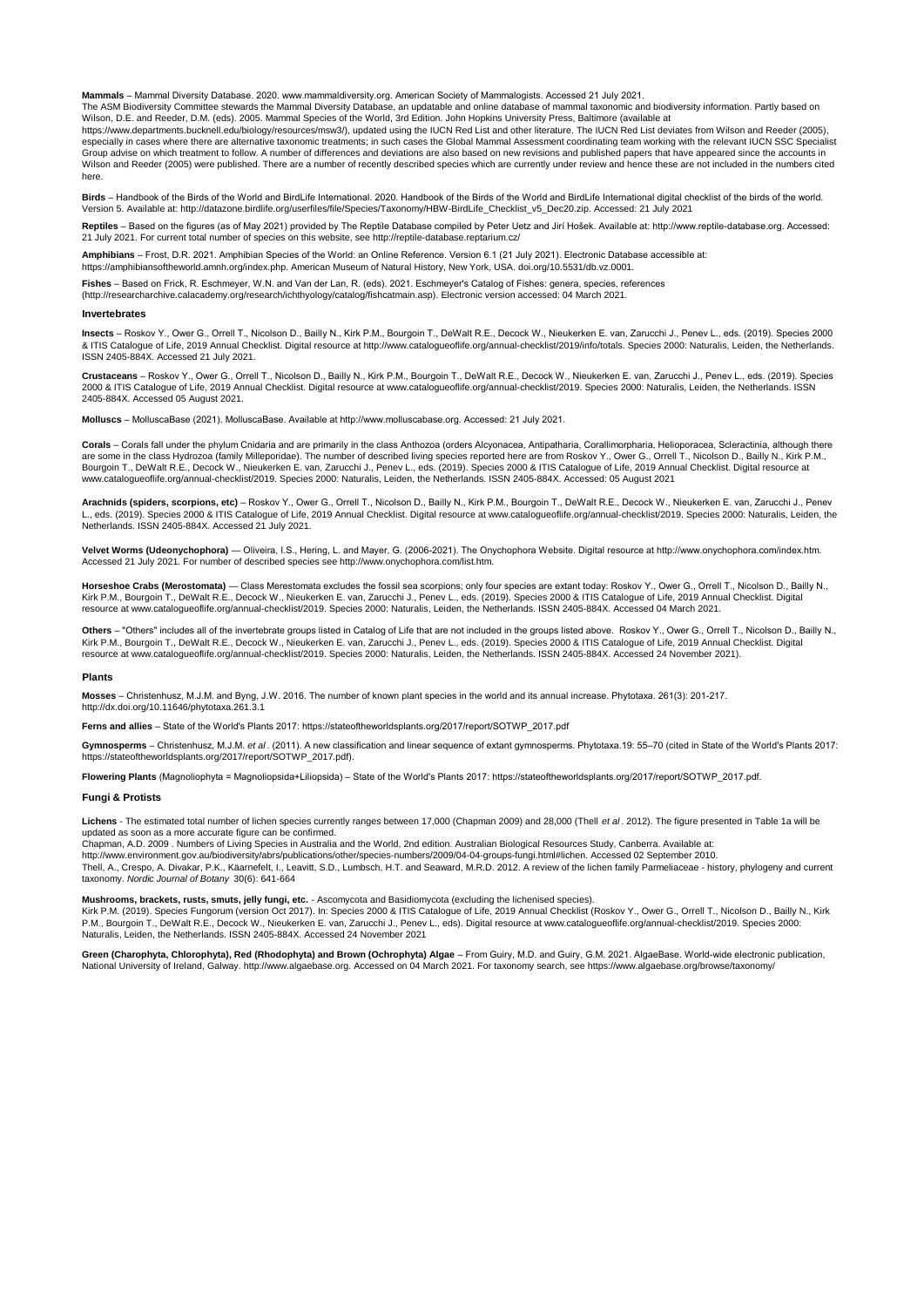**Mammals** – Mammal Diversity Database. 2020. www.mammaldiversity.org. American Society of Mammalogists. Accessed 21 July 2021.
The ASM Biodiversity Committee stewards the Mammal Diversity Database, an updatable and online database of mammal taxonomic and biodiversity information. Partly based on Wilson, D.E. and Reeder, D.M. (eds). 2005. Mammal Species of the World, 3rd Edition. John Hopkins University Press, Baltimore (available at https://www.departments.bucknell.edu/biology/resources/msw3/), updated using the IUCN Red List and other literature. The IUCN Red List deviates from Wilson and Reeder (2005), especially in cases where there are alternative taxonomic treatments; in such cases the Global Mammal Assessment coordinating team working with the relevant IUCN SSC Specialist Group advise on which treatment to follow. A number of differences and deviations are also based on new revisions and published papers that have appeared since the accounts in Wilson and Reeder (2005) were published. There are a number of recently described species which are currently under review and hence these are not included in the numbers cited here.

**Birds** – Handbook of the Birds of the World and BirdLife International. 2020. Handbook of the Birds of the World and BirdLife International digital checklist of the birds of the world. Version 5. Available at: http://datazone.birdlife.org/userfiles/file/Species/Taxonomy/HBW-BirdLife_Checklist_v5_Dec20.zip. Accessed: 21 July 2021

**Reptiles** – Based on the figures (as of May 2021) provided by The Reptile Database compiled by Peter Uetz and Jirí Hošek. Available at: http://www.reptile-database.org. Accessed: 21 July 2021. For current total number of species on this website, see http://reptile-database.reptarium.cz/

**Amphibians** – Frost, D.R. 2021. Amphibian Species of the World: an Online Reference. Version 6.1 (21 July 2021). Electronic Database accessible at: https://amphibiansoftheworld.amnh.org/index.php. American Museum of Natural History, New York, USA. doi.org/10.5531/db.vz.0001.

**Fishes** – Based on Frick, R. Eschmeyer, W.N. and Van der Lan, R. (eds). 2021. Eschmeyer's Catalog of Fishes: genera, species, references (http://researcharchive.calacademy.org/research/ichthyology/catalog/fishcatmain.asp). Electronic version accessed: 04 March 2021.

### Invertebrates

**Insects** – Roskov Y., Ower G., Orrell T., Nicolson D., Bailly N., Kirk P.M., Bourgoin T., DeWalt R.E., Decock W., Nieukerken E. van, Zarucchi J., Penev L., eds. (2019). Species 2000 & ITIS Catalogue of Life, 2019 Annual Checklist. Digital resource at http://www.catalogueoflife.org/annual-checklist/2019/info/totals. Species 2000: Naturalis, Leiden, the Netherlands. ISSN 2405-884X. Accessed 21 July 2021.

**Crustaceans** – Roskov Y., Ower G., Orrell T., Nicolson D., Bailly N., Kirk P.M., Bourgoin T., DeWalt R.E., Decock W., Nieukerken E. van, Zarucchi J., Penev L., eds. (2019). Species 2000 & ITIS Catalogue of Life, 2019 Annual Checklist. Digital resource at www.catalogueoflife.org/annual-checklist/2019. Species 2000: Naturalis, Leiden, the Netherlands. ISSN 2405-884X. Accessed 05 August 2021.

**Molluscs** – MolluscaBase (2021). MolluscaBase. Available at http://www.molluscabase.org. Accessed: 21 July 2021.

**Corals** – Corals fall under the phylum Cnidaria and are primarily in the class Anthozoa (orders Alcyonacea, Antipatharia, Corallimorpharia, Helioporacea, Scleractinia, although there are some in the class Hydrozoa (family Milleporidae). The number of described living species reported here are from Roskov Y., Ower G., Orrell T., Nicolson D., Bailly N., Kirk P.M., Bourgoin T., DeWalt R.E., Decock W., Nieukerken E. van, Zarucchi J., Penev L., eds. (2019). Species 2000 & ITIS Catalogue of Life, 2019 Annual Checklist. Digital resource at www.catalogueoflife.org/annual-checklist/2019. Species 2000: Naturalis, Leiden, the Netherlands. ISSN 2405-884X. Accessed: 05 August 2021

**Arachnids (spiders, scorpions, etc)** – Roskov Y., Ower G., Orrell T., Nicolson D., Bailly N., Kirk P.M., Bourgoin T., DeWalt R.E., Decock W., Nieukerken E. van, Zarucchi J., Penev L., eds. (2019). Species 2000 & ITIS Catalogue of Life, 2019 Annual Checklist. Digital resource at www.catalogueoflife.org/annual-checklist/2019. Species 2000: Naturalis, Leiden, the Netherlands. ISSN 2405-884X. Accessed 21 July 2021.

**Velvet Worms (Udeonychophora)** — Oliveira, I.S., Hering, L. and Mayer, G. (2006-2021). The Onychophora Website. Digital resource at http://www.onychophora.com/index.htm. Accessed 21 July 2021. For number of described species see http://www.onychophora.com/list.htm.

**Horseshoe Crabs (Merostomata)** — Class Merestomata excludes the fossil sea scorpions; only four species are extant today: Roskov Y., Ower G., Orrell T., Nicolson D., Bailly N., Kirk P.M., Bourgoin T., DeWalt R.E., Decock W., Nieukerken E. van, Zarucchi J., Penev L., eds. (2019). Species 2000 & ITIS Catalogue of Life, 2019 Annual Checklist. Digital resource at www.catalogueoflife.org/annual-checklist/2019. Species 2000: Naturalis, Leiden, the Netherlands. ISSN 2405-884X. Accessed 04 March 2021.

**Others** – "Others" includes all of the invertebrate groups listed in Catalog of Life that are not included in the groups listed above. Roskov Y., Ower G., Orrell T., Nicolson D., Bailly N., Kirk P.M., Bourgoin T., DeWalt R.E., Decock W., Nieukerken E. van, Zarucchi J., Penev L., eds. (2019). Species 2000 & ITIS Catalogue of Life, 2019 Annual Checklist. Digital resource at www.catalogueoflife.org/annual-checklist/2019. Species 2000: Naturalis, Leiden, the Netherlands. ISSN 2405-884X. Accessed 24 November 2021).

### Plants

**Mosses** – Christenhusz, M.J.M. and Byng, J.W. 2016. The number of known plant species in the world and its annual increase. Phytotaxa. 261(3): 201-217. http://dx.doi.org/10.11646/phytotaxa.261.3.1

**Ferns and allies** – State of the World's Plants 2017: https://stateoftheworldsplants.org/2017/report/SOTWP_2017.pdf

**Gymnosperms** – Christenhusz, M.J.M. *et al*. (2011). A new classification and linear sequence of extant gymnosperms. Phytotaxa.19: 55–70 (cited in State of the World's Plants 2017: https://stateoftheworldsplants.org/2017/report/SOTWP_2017.pdf).

**Flowering Plants** (Magnoliophyta = Magnoliopsida+Liliopsida) – State of the World's Plants 2017: https://stateoftheworldsplants.org/2017/report/SOTWP_2017.pdf.

### Fungi & Protists

**Lichens** - The estimated total number of lichen species currently ranges between 17,000 (Chapman 2009) and 28,000 (Thell *et al*. 2012). The figure presented in Table 1a will be updated as soon as a more accurate figure can be confirmed.
Chapman, A.D. 2009 . Numbers of Living Species in Australia and the World, 2nd edition. Australian Biological Resources Study, Canberra. Available at: http://www.environment.gov.au/biodiversity/abrs/publications/other/species-numbers/2009/04-04-groups-fungi.html#lichen. Accessed 02 September 2010.
Thell, A., Crespo, A. Divakar, P.K., Käarnefelt, I., Leavitt, S.D., Lumbsch, H.T. and Seaward, M.R.D. 2012. A review of the lichen family Parmeliaceae - history, phylogeny and current taxonomy. *Nordic Journal of Botany* 30(6): 641-664

**Mushrooms, brackets, rusts, smuts, jelly fungi, etc.** - Ascomycota and Basidiomycota (excluding the lichenised species).
Kirk P.M. (2019). Species Fungorum (version Oct 2017). In: Species 2000 & ITIS Catalogue of Life, 2019 Annual Checklist (Roskov Y., Ower G., Orrell T., Nicolson D., Bailly N., Kirk P.M., Bourgoin T., DeWalt R.E., Decock W., Nieukerken E. van, Zarucchi J., Penev L., eds). Digital resource at www.catalogueoflife.org/annual-checklist/2019. Species 2000: Naturalis, Leiden, the Netherlands. ISSN 2405-884X. Accessed 24 November 2021

**Green (Charophyta, Chlorophyta), Red (Rhodophyta) and Brown (Ochrophyta) Algae** – From Guiry, M.D. and Guiry, G.M. 2021. AlgaeBase. World-wide electronic publication, National University of Ireland, Galway. http://www.algaebase.org. Accessed on 04 March 2021. For taxonomy search, see https://www.algaebase.org/browse/taxonomy/